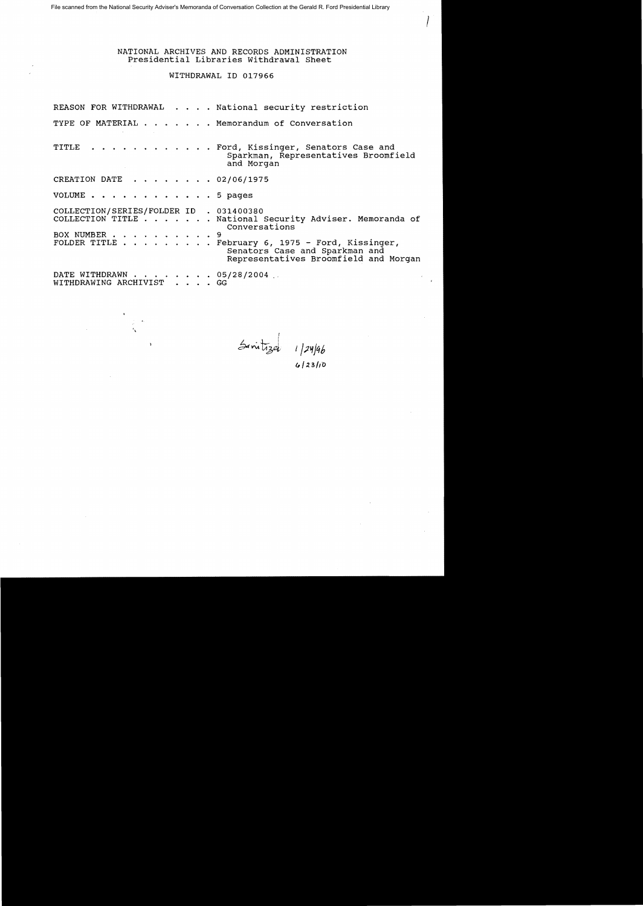File scanned from the National Security Adviser's Memoranda of Conversation Collection at the Gerald R. Ford Presidential Library

NATIONAL ARCHIVES AND RECORDS ADMINISTRATION
Presidential Libraries Withdrawal Sheet

WITHDRAWAL ID 017966

REASON FOR WITHDRAWAL . . . . National security restriction

TYPE OF MATERIAL . . . . . . . Memorandum of Conversation

TITLE . . . . . . . . . . . . Ford, Kissinger, Senators Case and Sparkman, Representatives Broomfield and Morgan

CREATION DATE . . . . . . . . 02/06/1975

VOLUME . . . . . . . . . . . . 5 pages

COLLECTION/SERIES/FOLDER ID . 031400380
COLLECTION TITLE . . . . . . . National Security Adviser. Memoranda of Conversations
BOX NUMBER . . . . . . . . . . 9
FOLDER TITLE . . . . . . . . . February 6, 1975 - Ford, Kissinger, Senators Case and Sparkman and Representatives Broomfield and Morgan

DATE WITHDRAWN . . . . . . . . 05/28/2004
WITHDRAWING ARCHIVIST . . . . GG

Sanitized 1/24/96
6/23/10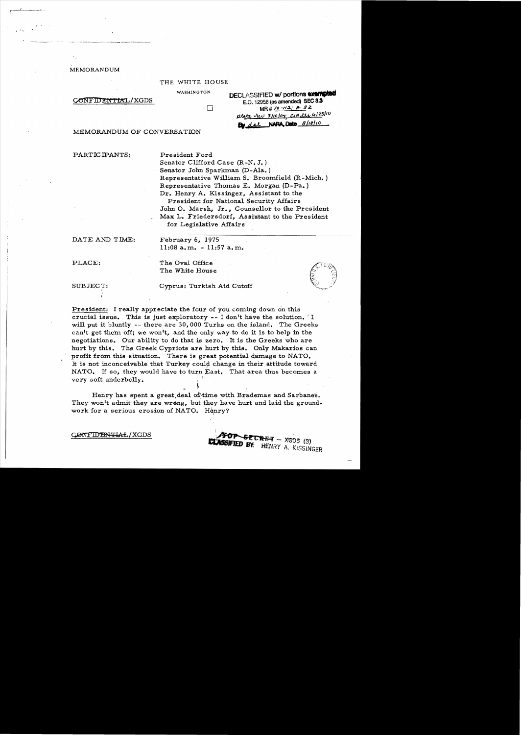MEMORANDUM

THE WHITE HOUSE

WASHINGTON

~~CONFIDENTIAL~~/XGDS

DECLASSIFIED w/ portions exempted
E.O. 12958 (as amended) SEC 3.3
MR # 10-112; # 32
State Rev 3/10/04; CIA Rev 6/23/10
By dal NARA, Date 8/18/10

MEMORANDUM OF CONVERSATION

PARTICIPANTS: President Ford
Senator Clifford Case (R-N.J.)
Senator John Sparkman (D-Ala.)
Representative William S. Broomfield (R-Mich.)
Representative Thomas E. Morgan (D-Pa.)
Dr. Henry A. Kissinger, Assistant to the President for National Security Affairs
John O. Marsh, Jr., Counsellor to the President
Max L. Friedersdorf, Assistant to the President for Legislative Affairs

DATE AND TIME: February 6, 1975
11:08 a.m. - 11:57 a.m.

PLACE: The Oval Office
The White House

SUBJECT: Cyprus: Turkish Aid Cutoff

President: I really appreciate the four of you coming down on this crucial issue. This is just exploratory -- I don't have the solution. I will put it bluntly -- there are 30,000 Turks on the island. The Greeks can't get them off; we won't, and the only way to do it is to help in the negotiations. Our ability to do that is zero. It is the Greeks who are hurt by this. The Greek Cypriots are hurt by this. Only Makarios can profit from this situation. There is great potential damage to NATO. It is not inconceivable that Turkey could change in their attitude toward NATO. If so, they would have to turn East. That area thus becomes a very soft underbelly.

Henry has spent a great deal of time with Brademas and Sarbanes. They won't admit they are wrong, but they have hurt and laid the groundwork for a serious erosion of NATO. Henry?

~~CONFIDENTIAL~~/XGDS

~~TOP SECRET~~ - XGDS (3)
CLASSIFIED BY: HENRY A. KISSINGER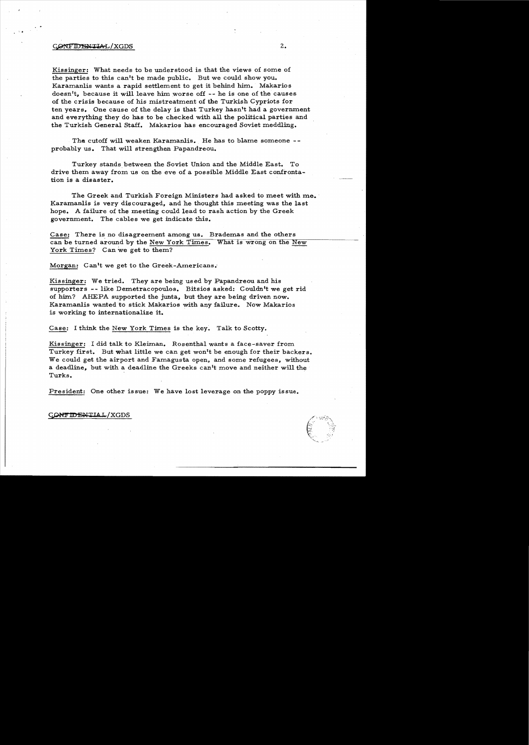CONFIDENTIAL/XGDS

Kissinger: What needs to be understood is that the views of some of the parties to this can't be made public. But we could show you. Karamanlis wants a rapid settlement to get it behind him. Makarios doesn't, because it will leave him worse off -- he is one of the causes of the crisis because of his mistreatment of the Turkish Cypriots for ten years. One cause of the delay is that Turkey hasn't had a government and everything they do has to be checked with all the political parties and the Turkish General Staff. Makarios has encouraged Soviet meddling.

The cutoff will weaken Karamanlis. He has to blame someone -- probably us. That will strengthen Papandreou.

Turkey stands between the Soviet Union and the Middle East. To drive them away from us on the eve of a possible Middle East confrontation is a disaster.

The Greek and Turkish Foreign Ministers had asked to meet with me. Karamanlis is very discouraged, and he thought this meeting was the last hope. A failure of the meeting could lead to rash action by the Greek government. The cables we get indicate this.

Case: There is no disagreement among us. Brademas and the others can be turned around by the New York Times. What is wrong on the New York Times? Can we get to them?

Morgan: Can't we get to the Greek-Americans.

Kissinger: We tried. They are being used by Papandreou and his supporters -- like Demetracopoulos. Bitsios asked: Couldn't we get rid of him? AHEPA supported the junta, but they are being driven now. Karamanlis wanted to stick Makarios with any failure. Now Makarios is working to internationalize it.

Case: I think the New York Times is the key. Talk to Scotty.

Kissinger: I did talk to Kleiman. Rosenthal wants a face-saver from Turkey first. But what little we can get won't be enough for their backers. We could get the airport and Famagusta open, and some refugees, without a deadline, but with a deadline the Greeks can't move and neither will the Turks.

President: One other issue: We have lost leverage on the poppy issue.

CONFIDENTIAL/XGDS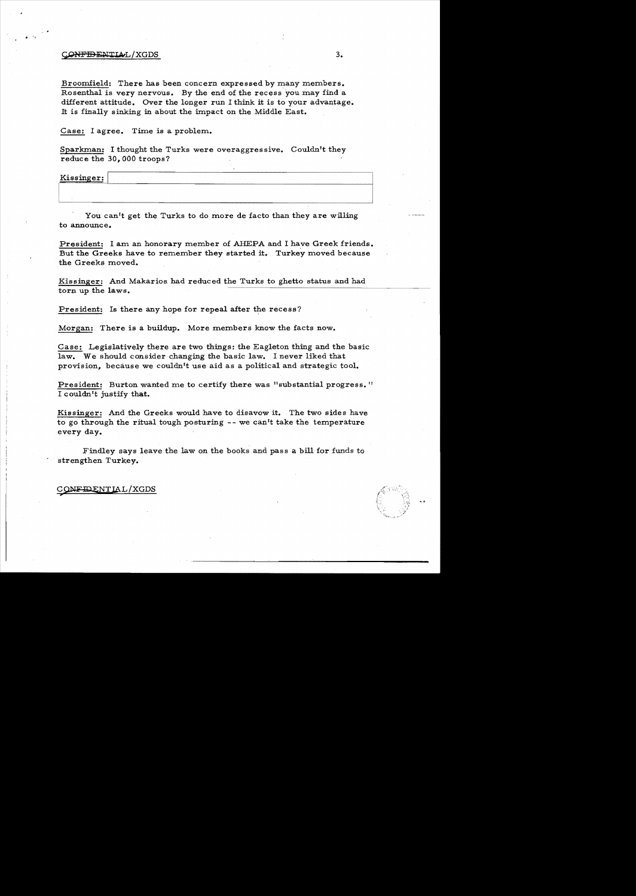Broomfield: There has been concern expressed by many members. Rosenthal is very nervous. By the end of the recess you may find a different attitude. Over the longer run I think it is to your advantage. It is finally sinking in about the impact on the Middle East.

Case: I agree. Time is a problem.

Sparkman: I thought the Turks were overaggressive. Couldn't they reduce the 30,000 troops?

Kissinger:

You can't get the Turks to do more de facto than they are willing to announce.

President: I am an honorary member of AHEPA and I have Greek friends. But the Greeks have to remember they started it. Turkey moved because the Greeks moved.

Kissinger: And Makarios had reduced the Turks to ghetto status and had torn up the laws.

President: Is there any hope for repeal after the recess?

Morgan: There is a buildup. More members know the facts now.

Case: Legislatively there are two things: the Eagleton thing and the basic law. We should consider changing the basic law. I never liked that provision, because we couldn't use aid as a political and strategic tool.

President: Burton wanted me to certify there was "substantial progress." I couldn't justify that.

Kissinger: And the Greeks would have to disavow it. The two sides have to go through the ritual tough posturing -- we can't take the temperature every day.

Findley says leave the law on the books and pass a bill for funds to strengthen Turkey.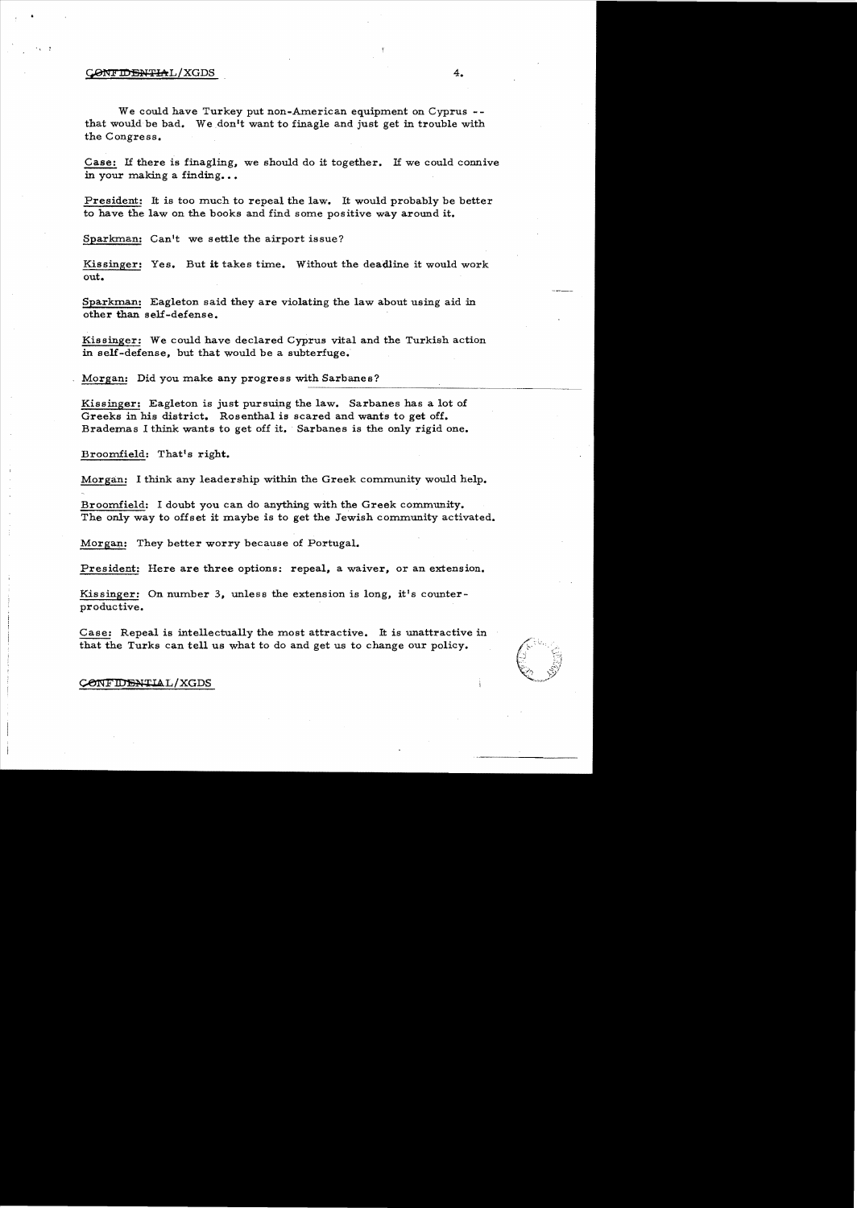We could have Turkey put non-American equipment on Cyprus -- that would be bad. We don't want to finagle and just get in trouble with the Congress.

Case: If there is finagling, we should do it together. If we could connive in your making a finding...

President: It is too much to repeal the law. It would probably be better to have the law on the books and find some positive way around it.

Sparkman: Can't we settle the airport issue?

Kissinger: Yes. But it takes time. Without the deadline it would work out.

Sparkman: Eagleton said they are violating the law about using aid in other than self-defense.

Kissinger: We could have declared Cyprus vital and the Turkish action in self-defense, but that would be a subterfuge.

Morgan: Did you make any progress with Sarbanes?

Kissinger: Eagleton is just pursuing the law. Sarbanes has a lot of Greeks in his district. Rosenthal is scared and wants to get off. Brademas I think wants to get off it. Sarbanes is the only rigid one.

Broomfield: That's right.

Morgan: I think any leadership within the Greek community would help.

Broomfield: I doubt you can do anything with the Greek community. The only way to offset it maybe is to get the Jewish community activated.

Morgan: They better worry because of Portugal.

President: Here are three options: repeal, a waiver, or an extension.

Kissinger: On number 3, unless the extension is long, it's counter-productive.

Case: Repeal is intellectually the most attractive. It is unattractive in that the Turks can tell us what to do and get us to change our policy.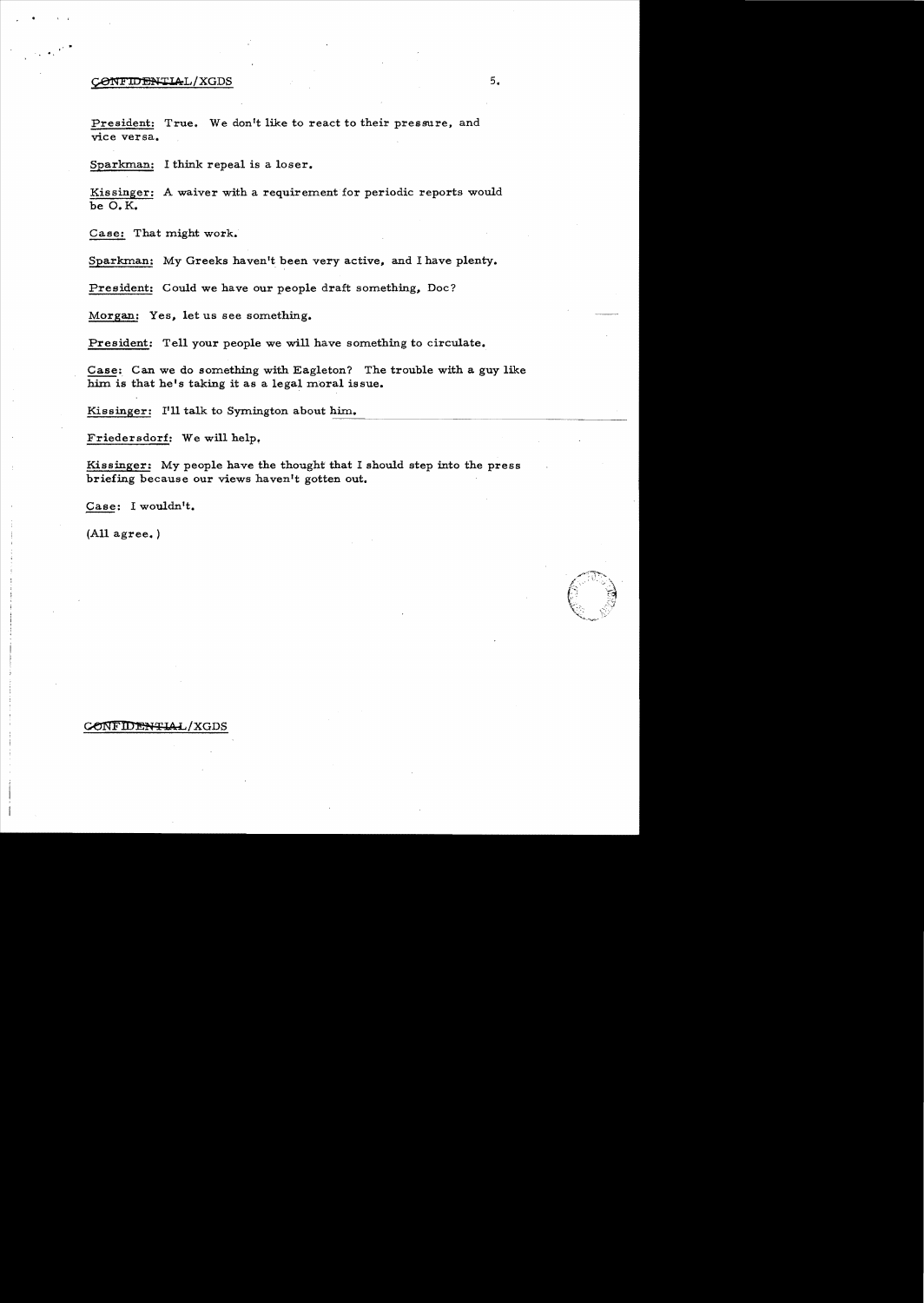CONFIDENTIAL/XGDS

President: True. We don't like to react to their pressure, and vice versa.

Sparkman: I think repeal is a loser.

Kissinger: A waiver with a requirement for periodic reports would be O.K.

Case: That might work.

Sparkman: My Greeks haven't been very active, and I have plenty.

President: Could we have our people draft something, Doc?

Morgan: Yes, let us see something.

President: Tell your people we will have something to circulate.

Case: Can we do something with Eagleton? The trouble with a guy like him is that he's taking it as a legal moral issue.

Kissinger: I'll talk to Symington about him.

Friedersdorf: We will help.

Kissinger: My people have the thought that I should step into the press briefing because our views haven't gotten out.

Case: I wouldn't.

(All agree.)

CONFIDENTIAL/XGDS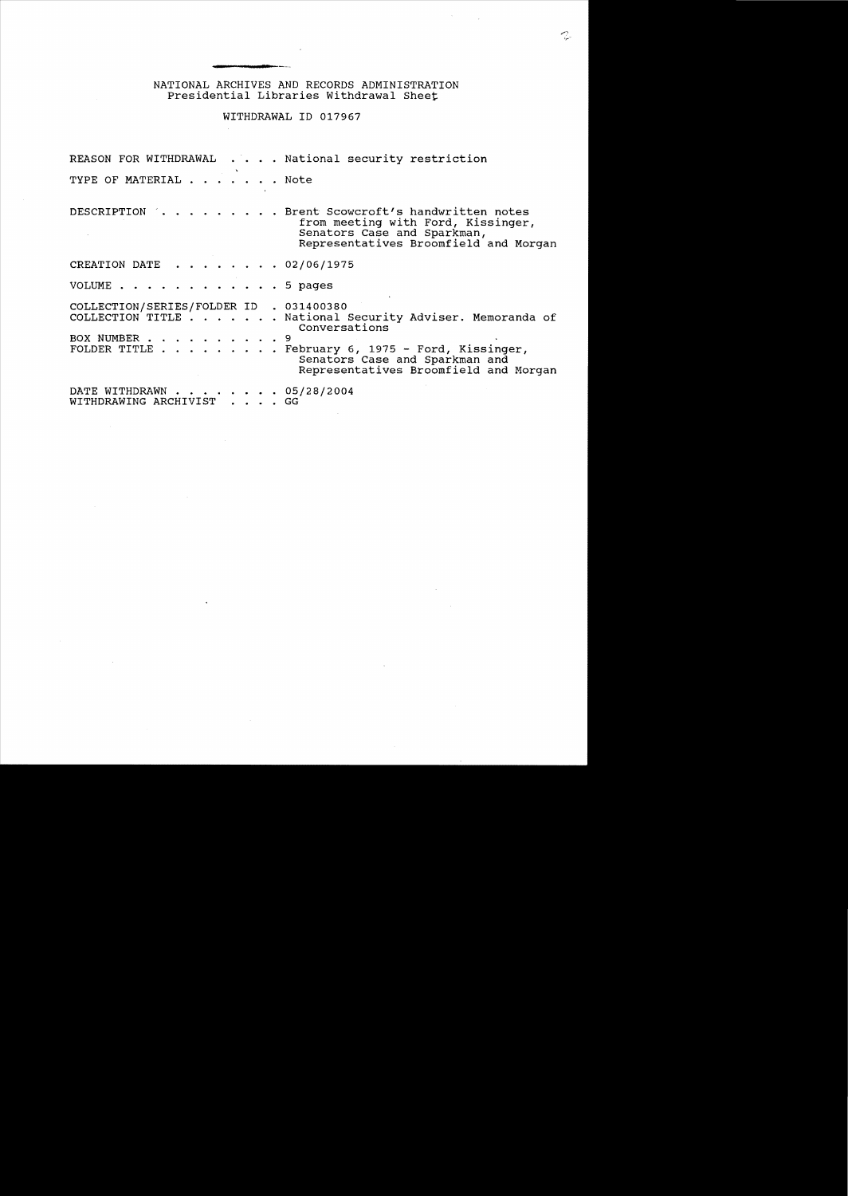NATIONAL ARCHIVES AND RECORDS ADMINISTRATION
Presidential Libraries Withdrawal Sheet

WITHDRAWAL ID 017967

| | |
|---|---|
| REASON FOR WITHDRAWAL | National security restriction |
| TYPE OF MATERIAL | Note |
| DESCRIPTION | Brent Scowcroft's handwritten notes from meeting with Ford, Kissinger, Senators Case and Sparkman, Representatives Broomfield and Morgan |
| CREATION DATE | 02/06/1975 |
| VOLUME | 5 pages |
| COLLECTION/SERIES/FOLDER ID | 031400380 |
| COLLECTION TITLE | National Security Adviser. Memoranda of Conversations |
| BOX NUMBER | 9 |
| FOLDER TITLE | February 6, 1975 - Ford, Kissinger, Senators Case and Sparkman and Representatives Broomfield and Morgan |
| DATE WITHDRAWN | 05/28/2004 |
| WITHDRAWING ARCHIVIST | GG |